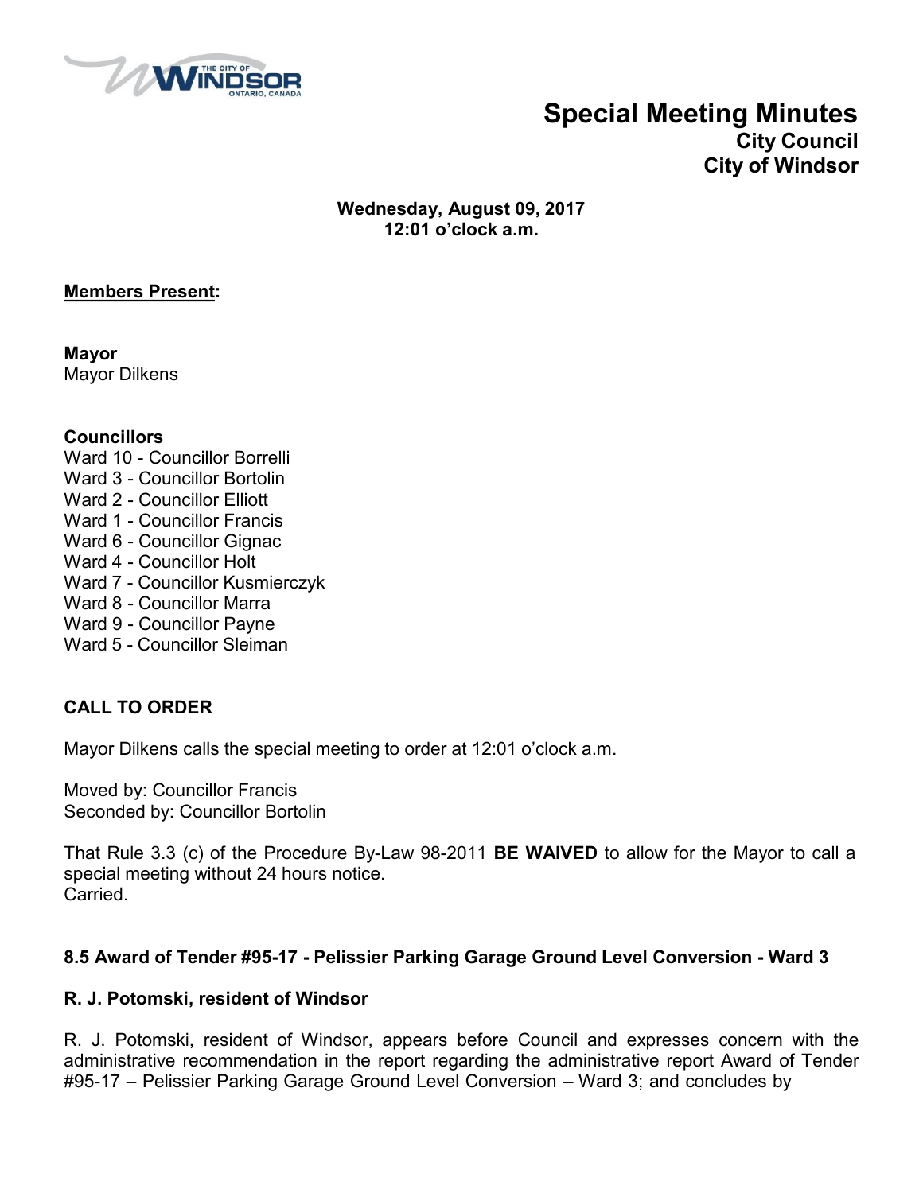# Special Meeting Minutes
## City Council
## City of Windsor

**Wednesday, August 09, 2017**
**12:01 o'clock a.m.**

**Members Present:**

**Mayor**
Mayor Dilkens

**Councillors**
Ward 10 - Councillor Borrelli
Ward 3 - Councillor Bortolin
Ward 2 - Councillor Elliott
Ward 1 - Councillor Francis
Ward 6 - Councillor Gignac
Ward 4 - Councillor Holt
Ward 7 - Councillor Kusmierczyk
Ward 8 - Councillor Marra
Ward 9 - Councillor Payne
Ward 5 - Councillor Sleiman

### CALL TO ORDER

Mayor Dilkens calls the special meeting to order at 12:01 o'clock a.m.

Moved by: Councillor Francis
Seconded by: Councillor Bortolin

That Rule 3.3 (c) of the Procedure By-Law 98-2011 **BE WAIVED** to allow for the Mayor to call a special meeting without 24 hours notice.
Carried.

### 8.5 Award of Tender #95-17 - Pelissier Parking Garage Ground Level Conversion - Ward 3

**R. J. Potomski, resident of Windsor**

R. J. Potomski, resident of Windsor, appears before Council and expresses concern with the administrative recommendation in the report regarding the administrative report Award of Tender #95-17 – Pelissier Parking Garage Ground Level Conversion – Ward 3; and concludes by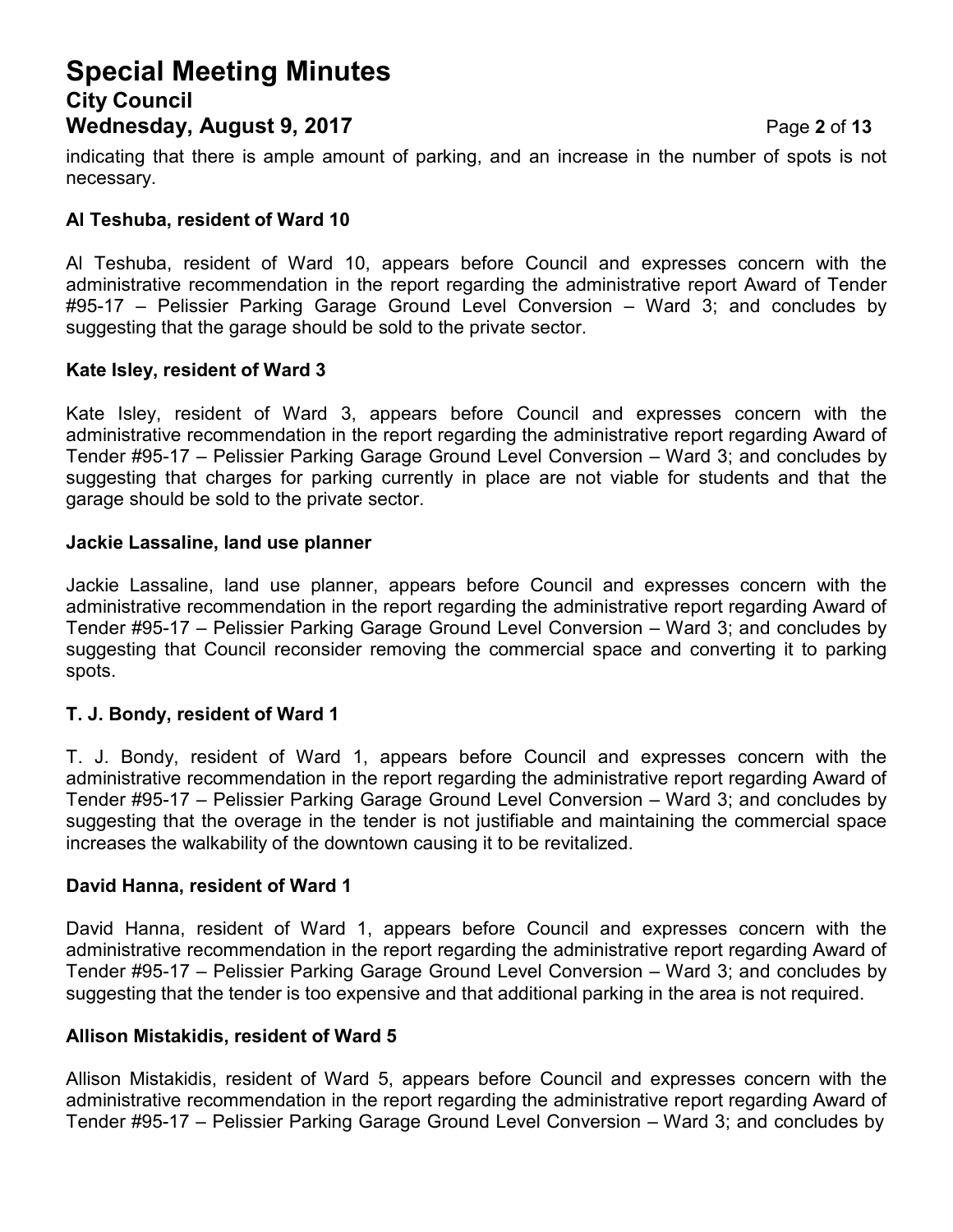indicating that there is ample amount of parking, and an increase in the number of spots is not necessary.

**Al Teshuba, resident of Ward 10**

Al Teshuba, resident of Ward 10, appears before Council and expresses concern with the administrative recommendation in the report regarding the administrative report Award of Tender #95-17 – Pelissier Parking Garage Ground Level Conversion – Ward 3; and concludes by suggesting that the garage should be sold to the private sector.

**Kate Isley, resident of Ward 3**

Kate Isley, resident of Ward 3, appears before Council and expresses concern with the administrative recommendation in the report regarding the administrative report regarding Award of Tender #95-17 – Pelissier Parking Garage Ground Level Conversion – Ward 3; and concludes by suggesting that charges for parking currently in place are not viable for students and that the garage should be sold to the private sector.

**Jackie Lassaline, land use planner**

Jackie Lassaline, land use planner, appears before Council and expresses concern with the administrative recommendation in the report regarding the administrative report regarding Award of Tender #95-17 – Pelissier Parking Garage Ground Level Conversion – Ward 3; and concludes by suggesting that Council reconsider removing the commercial space and converting it to parking spots.

**T. J. Bondy, resident of Ward 1**

T. J. Bondy, resident of Ward 1, appears before Council and expresses concern with the administrative recommendation in the report regarding the administrative report regarding Award of Tender #95-17 – Pelissier Parking Garage Ground Level Conversion – Ward 3; and concludes by suggesting that the overage in the tender is not justifiable and maintaining the commercial space increases the walkability of the downtown causing it to be revitalized.

**David Hanna, resident of Ward 1**

David Hanna, resident of Ward 1, appears before Council and expresses concern with the administrative recommendation in the report regarding the administrative report regarding Award of Tender #95-17 – Pelissier Parking Garage Ground Level Conversion – Ward 3; and concludes by suggesting that the tender is too expensive and that additional parking in the area is not required.

**Allison Mistakidis, resident of Ward 5**

Allison Mistakidis, resident of Ward 5, appears before Council and expresses concern with the administrative recommendation in the report regarding the administrative report regarding Award of Tender #95-17 – Pelissier Parking Garage Ground Level Conversion – Ward 3; and concludes by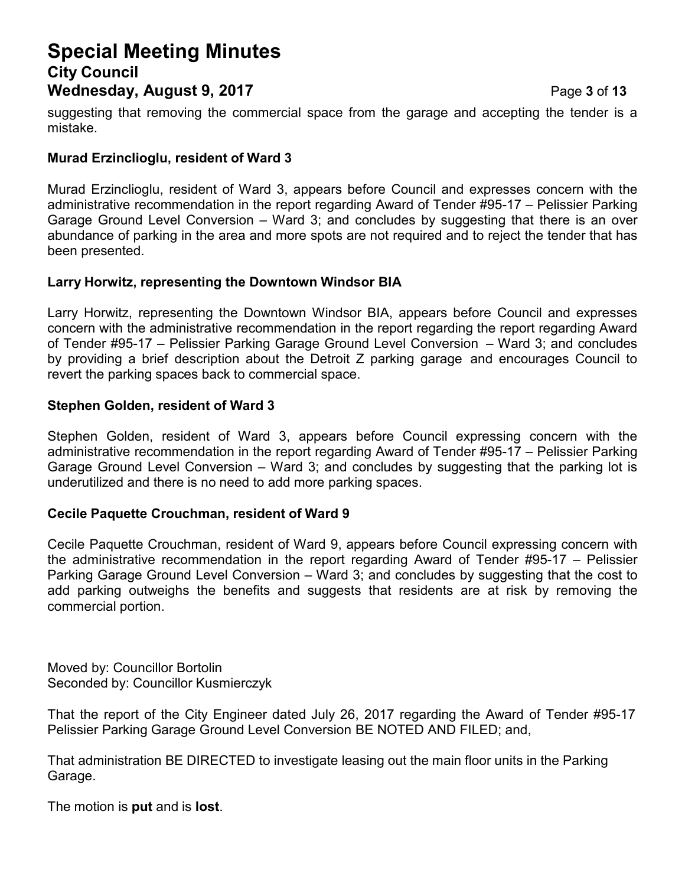suggesting that removing the commercial space from the garage and accepting the tender is a mistake.

**Murad Erzinclioglu, resident of Ward 3**

Murad Erzinclioglu, resident of Ward 3, appears before Council and expresses concern with the administrative recommendation in the report regarding Award of Tender #95-17 – Pelissier Parking Garage Ground Level Conversion – Ward 3; and concludes by suggesting that there is an over abundance of parking in the area and more spots are not required and to reject the tender that has been presented.

**Larry Horwitz, representing the Downtown Windsor BIA**

Larry Horwitz, representing the Downtown Windsor BIA, appears before Council and expresses concern with the administrative recommendation in the report regarding the report regarding Award of Tender #95-17 – Pelissier Parking Garage Ground Level Conversion – Ward 3; and concludes by providing a brief description about the Detroit Z parking garage and encourages Council to revert the parking spaces back to commercial space.

**Stephen Golden, resident of Ward 3**

Stephen Golden, resident of Ward 3, appears before Council expressing concern with the administrative recommendation in the report regarding Award of Tender #95-17 – Pelissier Parking Garage Ground Level Conversion – Ward 3; and concludes by suggesting that the parking lot is underutilized and there is no need to add more parking spaces.

**Cecile Paquette Crouchman, resident of Ward 9**

Cecile Paquette Crouchman, resident of Ward 9, appears before Council expressing concern with the administrative recommendation in the report regarding Award of Tender #95-17 – Pelissier Parking Garage Ground Level Conversion – Ward 3; and concludes by suggesting that the cost to add parking outweighs the benefits and suggests that residents are at risk by removing the commercial portion.

Moved by: Councillor Bortolin
Seconded by: Councillor Kusmierczyk

That the report of the City Engineer dated July 26, 2017 regarding the Award of Tender #95-17 Pelissier Parking Garage Ground Level Conversion BE NOTED AND FILED; and,

That administration BE DIRECTED to investigate leasing out the main floor units in the Parking Garage.

The motion is **put** and is **lost**.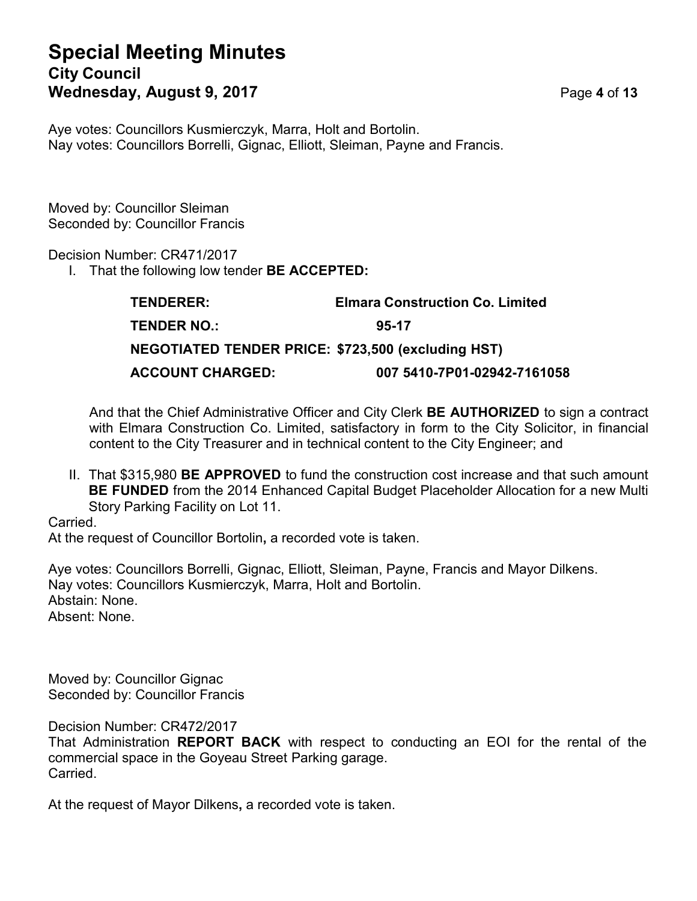Aye votes: Councillors Kusmierczyk, Marra, Holt and Bortolin.
Nay votes: Councillors Borrelli, Gignac, Elliott, Sleiman, Payne and Francis.

Moved by: Councillor Sleiman
Seconded by: Councillor Francis

Decision Number: CR471/2017

I. That the following low tender **BE ACCEPTED:**

| | |
|---|---|
| **TENDERER:** | **Elmara Construction Co. Limited** |
| **TENDER NO.:** | **95-17** |
| **NEGOTIATED TENDER PRICE:** | **$723,500 (excluding HST)** |
| **ACCOUNT CHARGED:** | **007 5410-7P01-02942-7161058** |

And that the Chief Administrative Officer and City Clerk **BE AUTHORIZED** to sign a contract with Elmara Construction Co. Limited, satisfactory in form to the City Solicitor, in financial content to the City Treasurer and in technical content to the City Engineer; and

II. That $315,980 **BE APPROVED** to fund the construction cost increase and that such amount **BE FUNDED** from the 2014 Enhanced Capital Budget Placeholder Allocation for a new Multi Story Parking Facility on Lot 11.

Carried.
At the request of Councillor Bortolin**,** a recorded vote is taken.

Aye votes: Councillors Borrelli, Gignac, Elliott, Sleiman, Payne, Francis and Mayor Dilkens.
Nay votes: Councillors Kusmierczyk, Marra, Holt and Bortolin.
Abstain: None.
Absent: None.

Moved by: Councillor Gignac
Seconded by: Councillor Francis

Decision Number: CR472/2017
That Administration **REPORT BACK** with respect to conducting an EOI for the rental of the commercial space in the Goyeau Street Parking garage.
Carried.

At the request of Mayor Dilkens**,** a recorded vote is taken.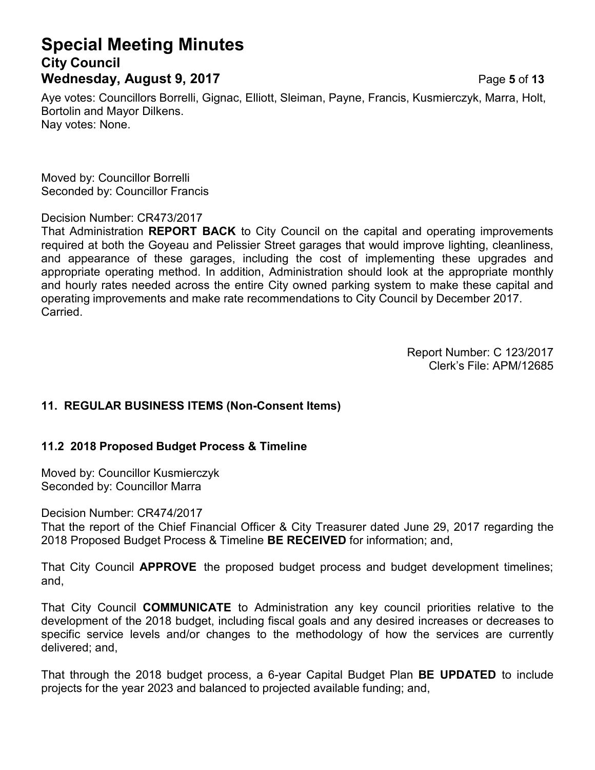Aye votes: Councillors Borrelli, Gignac, Elliott, Sleiman, Payne, Francis, Kusmierczyk, Marra, Holt, Bortolin and Mayor Dilkens.
Nay votes: None.

Moved by: Councillor Borrelli
Seconded by: Councillor Francis

Decision Number: CR473/2017
That Administration **REPORT BACK** to City Council on the capital and operating improvements required at both the Goyeau and Pelissier Street garages that would improve lighting, cleanliness, and appearance of these garages, including the cost of implementing these upgrades and appropriate operating method. In addition, Administration should look at the appropriate monthly and hourly rates needed across the entire City owned parking system to make these capital and operating improvements and make rate recommendations to City Council by December 2017.
Carried.

Report Number: C 123/2017
Clerk's File: APM/12685

### 11. REGULAR BUSINESS ITEMS (Non-Consent Items)

#### 11.2 2018 Proposed Budget Process & Timeline

Moved by: Councillor Kusmierczyk
Seconded by: Councillor Marra

Decision Number: CR474/2017
That the report of the Chief Financial Officer & City Treasurer dated June 29, 2017 regarding the 2018 Proposed Budget Process & Timeline **BE RECEIVED** for information; and,

That City Council **APPROVE** the proposed budget process and budget development timelines; and,

That City Council **COMMUNICATE** to Administration any key council priorities relative to the development of the 2018 budget, including fiscal goals and any desired increases or decreases to specific service levels and/or changes to the methodology of how the services are currently delivered; and,

That through the 2018 budget process, a 6-year Capital Budget Plan **BE UPDATED** to include projects for the year 2023 and balanced to projected available funding; and,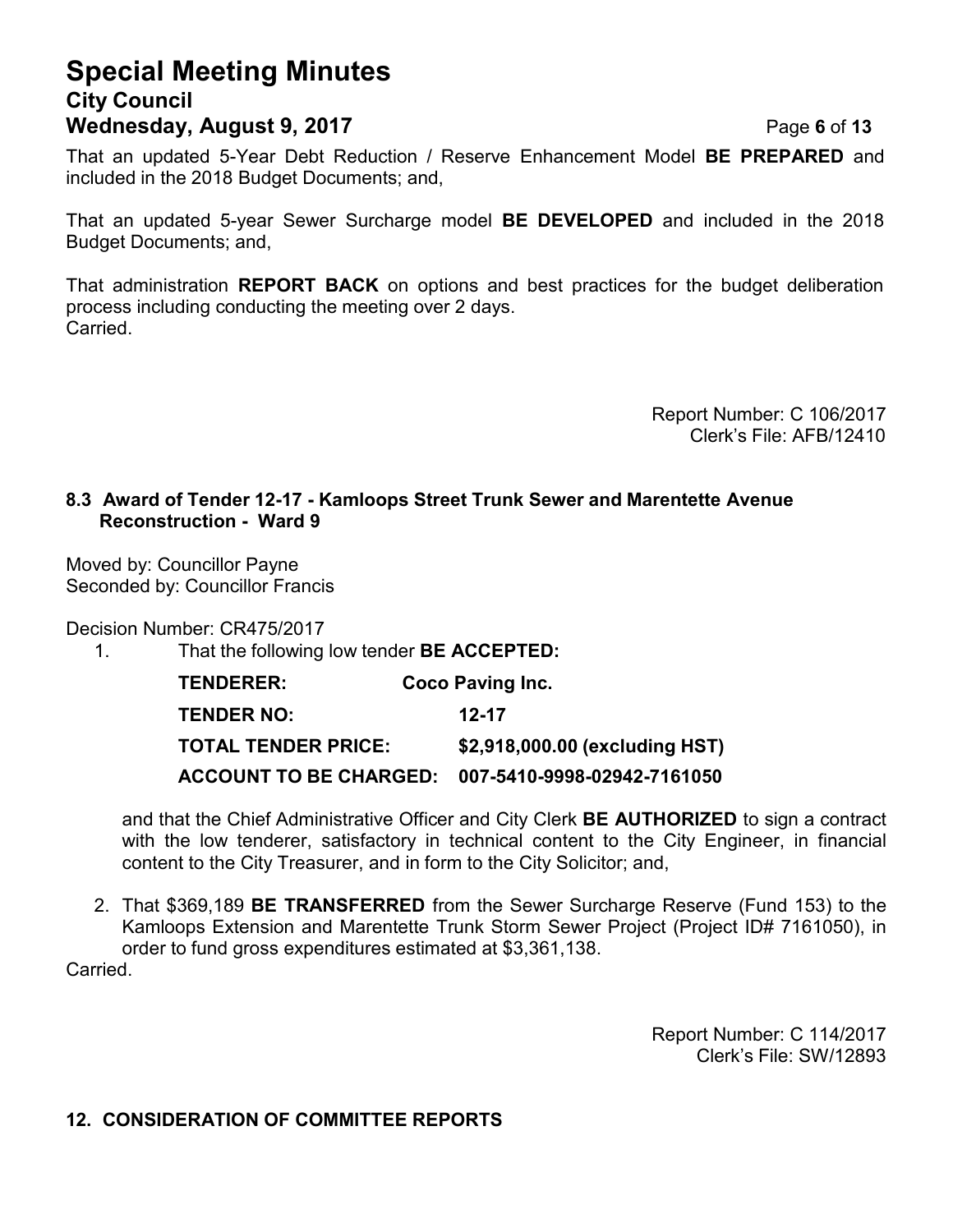That an updated 5-Year Debt Reduction / Reserve Enhancement Model **BE PREPARED** and included in the 2018 Budget Documents; and,

That an updated 5-year Sewer Surcharge model **BE DEVELOPED** and included in the 2018 Budget Documents; and,

That administration **REPORT BACK** on options and best practices for the budget deliberation process including conducting the meeting over 2 days.
Carried.

Report Number: C 106/2017
Clerk's File: AFB/12410

### 8.3 Award of Tender 12-17 - Kamloops Street Trunk Sewer and Marentette Avenue Reconstruction - Ward 9

Moved by: Councillor Payne
Seconded by: Councillor Francis

Decision Number: CR475/2017

1. That the following low tender **BE ACCEPTED:**

   **TENDERER:** **Coco Paving Inc.**

   **TENDER NO:** **12-17**

   **TOTAL TENDER PRICE:** **$2,918,000.00 (excluding HST)**

   **ACCOUNT TO BE CHARGED:** **007-5410-9998-02942-7161050**

   and that the Chief Administrative Officer and City Clerk **BE AUTHORIZED** to sign a contract with the low tenderer, satisfactory in technical content to the City Engineer, in financial content to the City Treasurer, and in form to the City Solicitor; and,

2. That $369,189 **BE TRANSFERRED** from the Sewer Surcharge Reserve (Fund 153) to the Kamloops Extension and Marentette Trunk Storm Sewer Project (Project ID# 7161050), in order to fund gross expenditures estimated at $3,361,138.

Carried.

Report Number: C 114/2017
Clerk's File: SW/12893

## 12. CONSIDERATION OF COMMITTEE REPORTS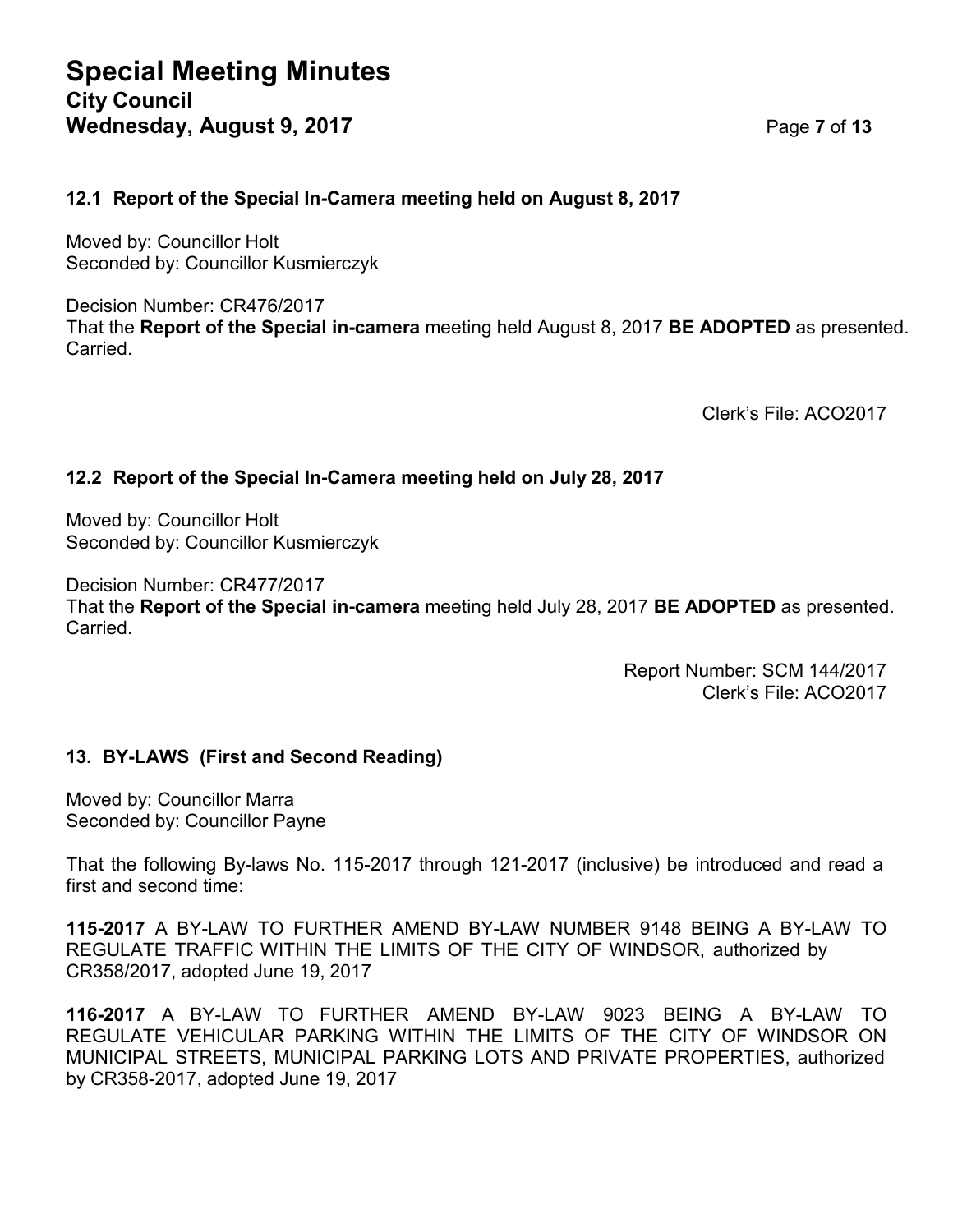### 12.1 Report of the Special In-Camera meeting held on August 8, 2017

Moved by: Councillor Holt
Seconded by: Councillor Kusmierczyk

Decision Number: CR476/2017
That the **Report of the Special in-camera** meeting held August 8, 2017 **BE ADOPTED** as presented.
Carried.

Clerk's File: ACO2017

### 12.2 Report of the Special In-Camera meeting held on July 28, 2017

Moved by: Councillor Holt
Seconded by: Councillor Kusmierczyk

Decision Number: CR477/2017
That the **Report of the Special in-camera** meeting held July 28, 2017 **BE ADOPTED** as presented.
Carried.

Report Number: SCM 144/2017
Clerk's File: ACO2017

## 13. BY-LAWS (First and Second Reading)

Moved by: Councillor Marra
Seconded by: Councillor Payne

That the following By-laws No. 115-2017 through 121-2017 (inclusive) be introduced and read a first and second time:

**115-2017** A BY-LAW TO FURTHER AMEND BY-LAW NUMBER 9148 BEING A BY-LAW TO REGULATE TRAFFIC WITHIN THE LIMITS OF THE CITY OF WINDSOR, authorized by CR358/2017, adopted June 19, 2017

**116-2017** A BY-LAW TO FURTHER AMEND BY-LAW 9023 BEING A BY-LAW TO REGULATE VEHICULAR PARKING WITHIN THE LIMITS OF THE CITY OF WINDSOR ON MUNICIPAL STREETS, MUNICIPAL PARKING LOTS AND PRIVATE PROPERTIES, authorized by CR358-2017, adopted June 19, 2017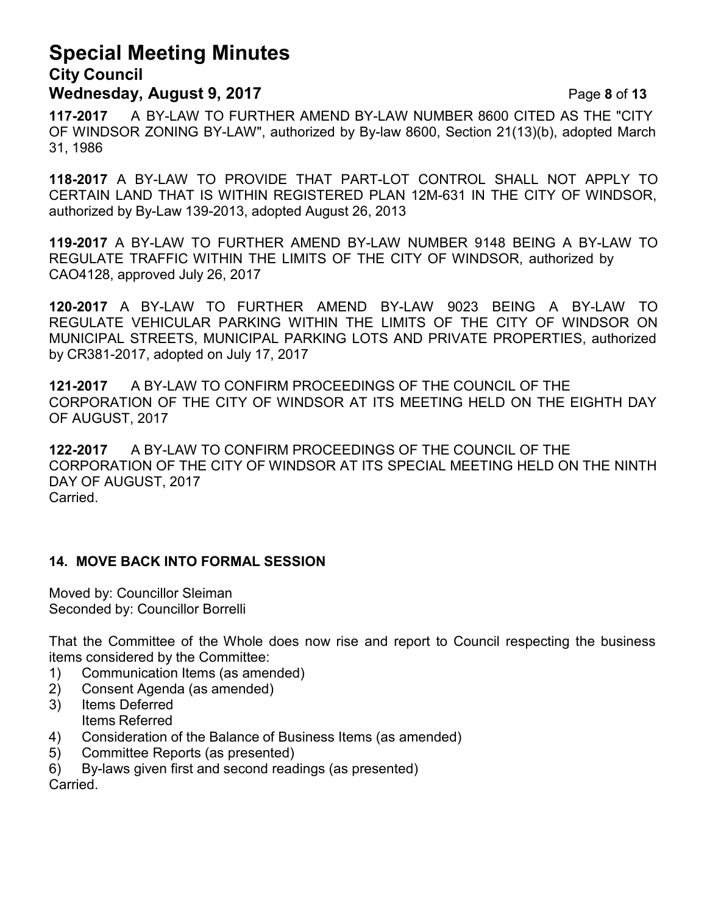**117-2017** A BY-LAW TO FURTHER AMEND BY-LAW NUMBER 8600 CITED AS THE "CITY OF WINDSOR ZONING BY-LAW", authorized by By-law 8600, Section 21(13)(b), adopted March 31, 1986

**118-2017** A BY-LAW TO PROVIDE THAT PART-LOT CONTROL SHALL NOT APPLY TO CERTAIN LAND THAT IS WITHIN REGISTERED PLAN 12M-631 IN THE CITY OF WINDSOR, authorized by By-Law 139-2013, adopted August 26, 2013

**119-2017** A BY-LAW TO FURTHER AMEND BY-LAW NUMBER 9148 BEING A BY-LAW TO REGULATE TRAFFIC WITHIN THE LIMITS OF THE CITY OF WINDSOR, authorized by CAO4128, approved July 26, 2017

**120-2017** A BY-LAW TO FURTHER AMEND BY-LAW 9023 BEING A BY-LAW TO REGULATE VEHICULAR PARKING WITHIN THE LIMITS OF THE CITY OF WINDSOR ON MUNICIPAL STREETS, MUNICIPAL PARKING LOTS AND PRIVATE PROPERTIES, authorized by CR381-2017, adopted on July 17, 2017

**121-2017** A BY-LAW TO CONFIRM PROCEEDINGS OF THE COUNCIL OF THE CORPORATION OF THE CITY OF WINDSOR AT ITS MEETING HELD ON THE EIGHTH DAY OF AUGUST, 2017

**122-2017** A BY-LAW TO CONFIRM PROCEEDINGS OF THE COUNCIL OF THE CORPORATION OF THE CITY OF WINDSOR AT ITS SPECIAL MEETING HELD ON THE NINTH DAY OF AUGUST, 2017
Carried.

## 14. MOVE BACK INTO FORMAL SESSION

Moved by: Councillor Sleiman
Seconded by: Councillor Borrelli

That the Committee of the Whole does now rise and report to Council respecting the business items considered by the Committee:

1) Communication Items (as amended)
2) Consent Agenda (as amended)
3) Items Deferred
   Items Referred
4) Consideration of the Balance of Business Items (as amended)
5) Committee Reports (as presented)
6) By-laws given first and second readings (as presented)

Carried.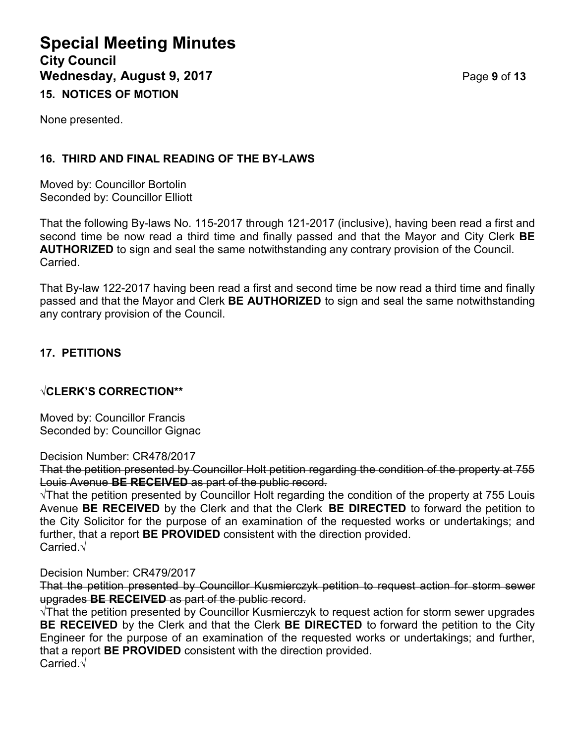## 15. NOTICES OF MOTION

None presented.

## 16. THIRD AND FINAL READING OF THE BY-LAWS

Moved by: Councillor Bortolin
Seconded by: Councillor Elliott

That the following By-laws No. 115-2017 through 121-2017 (inclusive), having been read a first and second time be now read a third time and finally passed and that the Mayor and City Clerk **BE AUTHORIZED** to sign and seal the same notwithstanding any contrary provision of the Council.
Carried.

That By-law 122-2017 having been read a first and second time be now read a third time and finally passed and that the Mayor and Clerk **BE AUTHORIZED** to sign and seal the same notwithstanding any contrary provision of the Council.

## 17. PETITIONS

### √CLERK'S CORRECTION**

Moved by: Councillor Francis
Seconded by: Councillor Gignac

Decision Number: CR478/2017
~~That the petition presented by Councillor Holt petition regarding the condition of the property at 755 Louis Avenue **BE RECEIVED** as part of the public record.~~
√That the petition presented by Councillor Holt regarding the condition of the property at 755 Louis Avenue **BE RECEIVED** by the Clerk and that the Clerk **BE DIRECTED** to forward the petition to the City Solicitor for the purpose of an examination of the requested works or undertakings; and further, that a report **BE PROVIDED** consistent with the direction provided.
Carried.√

Decision Number: CR479/2017
~~That the petition presented by Councillor Kusmierczyk petition to request action for storm sewer upgrades **BE RECEIVED** as part of the public record.~~
√That the petition presented by Councillor Kusmierczyk to request action for storm sewer upgrades **BE RECEIVED** by the Clerk and that the Clerk **BE DIRECTED** to forward the petition to the City Engineer for the purpose of an examination of the requested works or undertakings; and further, that a report **BE PROVIDED** consistent with the direction provided.
Carried.√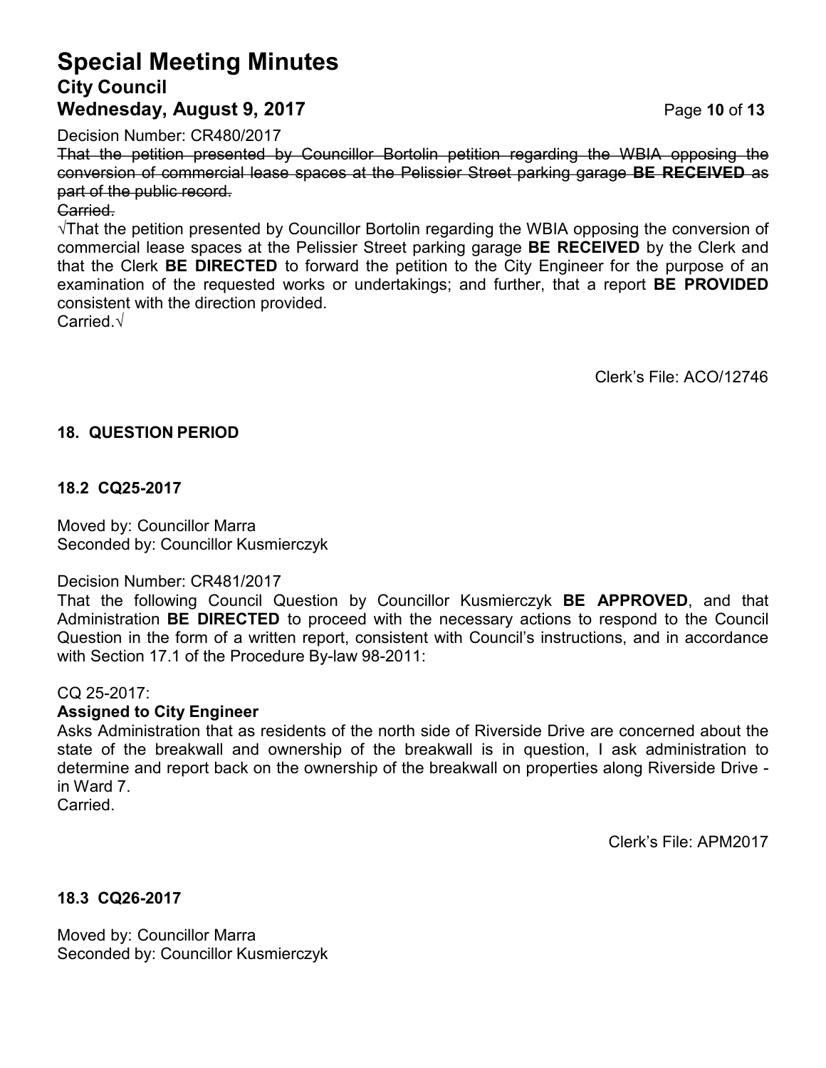Decision Number: CR480/2017

~~That the petition presented by Councillor Bortolin petition regarding the WBIA opposing the conversion of commercial lease spaces at the Pelissier Street parking garage **BE RECEIVED** as part of the public record.~~

~~Carried.~~

√That the petition presented by Councillor Bortolin regarding the WBIA opposing the conversion of commercial lease spaces at the Pelissier Street parking garage **BE RECEIVED** by the Clerk and that the Clerk **BE DIRECTED** to forward the petition to the City Engineer for the purpose of an examination of the requested works or undertakings; and further, that a report **BE PROVIDED** consistent with the direction provided.

Carried.√

Clerk's File: ACO/12746

## 18. QUESTION PERIOD

### 18.2 CQ25-2017

Moved by: Councillor Marra
Seconded by: Councillor Kusmierczyk

Decision Number: CR481/2017

That the following Council Question by Councillor Kusmierczyk **BE APPROVED**, and that Administration **BE DIRECTED** to proceed with the necessary actions to respond to the Council Question in the form of a written report, consistent with Council's instructions, and in accordance with Section 17.1 of the Procedure By-law 98-2011:

CQ 25-2017:

**Assigned to City Engineer**

Asks Administration that as residents of the north side of Riverside Drive are concerned about the state of the breakwall and ownership of the breakwall is in question, I ask administration to determine and report back on the ownership of the breakwall on properties along Riverside Drive - in Ward 7.

Carried.

Clerk's File: APM2017

### 18.3 CQ26-2017

Moved by: Councillor Marra
Seconded by: Councillor Kusmierczyk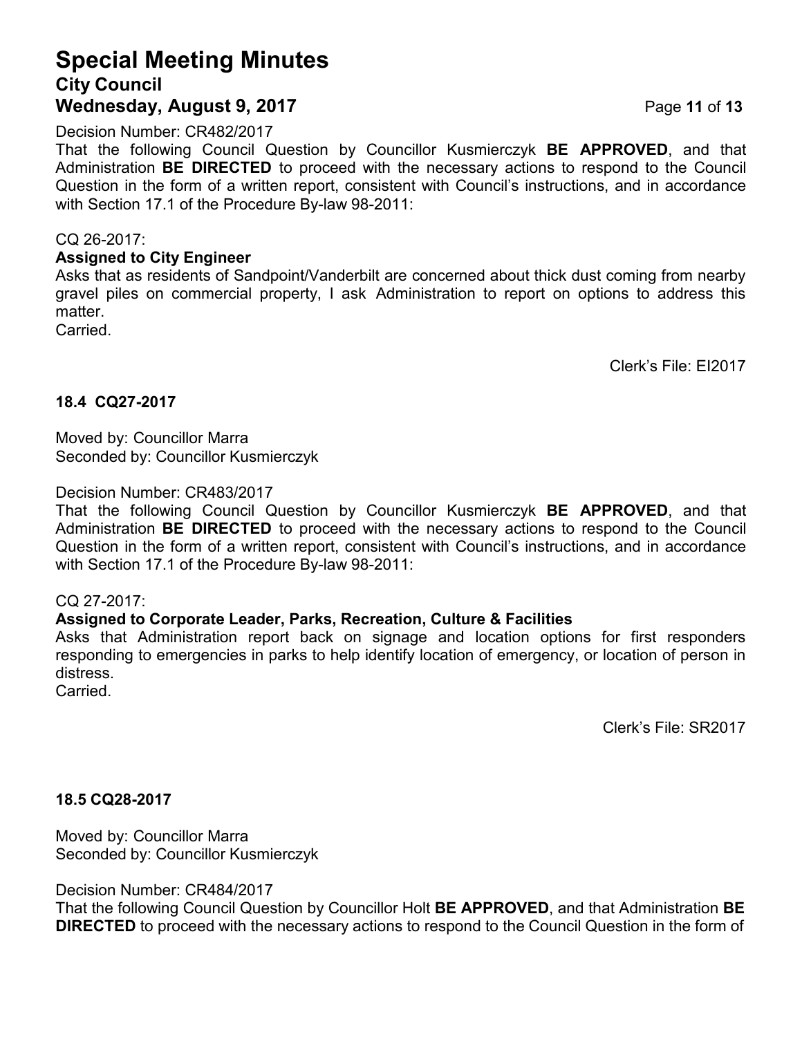Decision Number: CR482/2017

That the following Council Question by Councillor Kusmierczyk **BE APPROVED**, and that Administration **BE DIRECTED** to proceed with the necessary actions to respond to the Council Question in the form of a written report, consistent with Council's instructions, and in accordance with Section 17.1 of the Procedure By-law 98-2011:

CQ 26-2017:

**Assigned to City Engineer**

Asks that as residents of Sandpoint/Vanderbilt are concerned about thick dust coming from nearby gravel piles on commercial property, I ask Administration to report on options to address this matter.

Carried.

Clerk's File: EI2017

### 18.4 CQ27-2017

Moved by: Councillor Marra
Seconded by: Councillor Kusmierczyk

Decision Number: CR483/2017

That the following Council Question by Councillor Kusmierczyk **BE APPROVED**, and that Administration **BE DIRECTED** to proceed with the necessary actions to respond to the Council Question in the form of a written report, consistent with Council's instructions, and in accordance with Section 17.1 of the Procedure By-law 98-2011:

CQ 27-2017:

**Assigned to Corporate Leader, Parks, Recreation, Culture & Facilities**

Asks that Administration report back on signage and location options for first responders responding to emergencies in parks to help identify location of emergency, or location of person in distress.

Carried.

Clerk's File: SR2017

### 18.5 CQ28-2017

Moved by: Councillor Marra
Seconded by: Councillor Kusmierczyk

Decision Number: CR484/2017

That the following Council Question by Councillor Holt **BE APPROVED**, and that Administration **BE DIRECTED** to proceed with the necessary actions to respond to the Council Question in the form of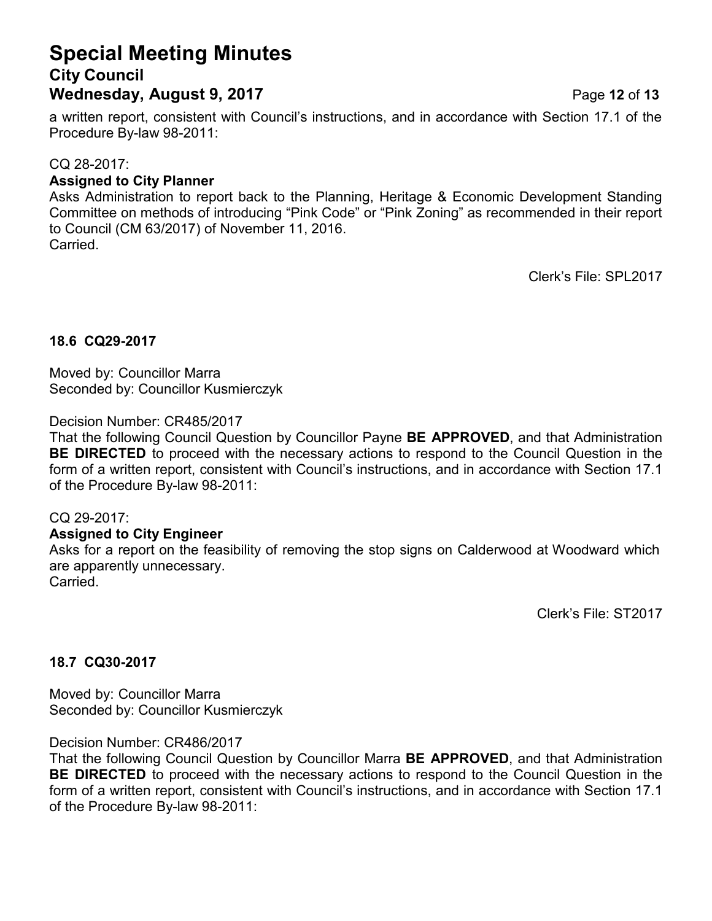a written report, consistent with Council's instructions, and in accordance with Section 17.1 of the Procedure By-law 98-2011:

CQ 28-2017:

**Assigned to City Planner**

Asks Administration to report back to the Planning, Heritage & Economic Development Standing Committee on methods of introducing "Pink Code" or "Pink Zoning" as recommended in their report to Council (CM 63/2017) of November 11, 2016.

Carried.

Clerk's File: SPL2017

**18.6 CQ29-2017**

Moved by: Councillor Marra

Seconded by: Councillor Kusmierczyk

Decision Number: CR485/2017

That the following Council Question by Councillor Payne **BE APPROVED**, and that Administration **BE DIRECTED** to proceed with the necessary actions to respond to the Council Question in the form of a written report, consistent with Council's instructions, and in accordance with Section 17.1 of the Procedure By-law 98-2011:

CQ 29-2017:

**Assigned to City Engineer**

Asks for a report on the feasibility of removing the stop signs on Calderwood at Woodward which are apparently unnecessary.

Carried.

Clerk's File: ST2017

**18.7 CQ30-2017**

Moved by: Councillor Marra

Seconded by: Councillor Kusmierczyk

Decision Number: CR486/2017

That the following Council Question by Councillor Marra **BE APPROVED**, and that Administration **BE DIRECTED** to proceed with the necessary actions to respond to the Council Question in the form of a written report, consistent with Council's instructions, and in accordance with Section 17.1 of the Procedure By-law 98-2011: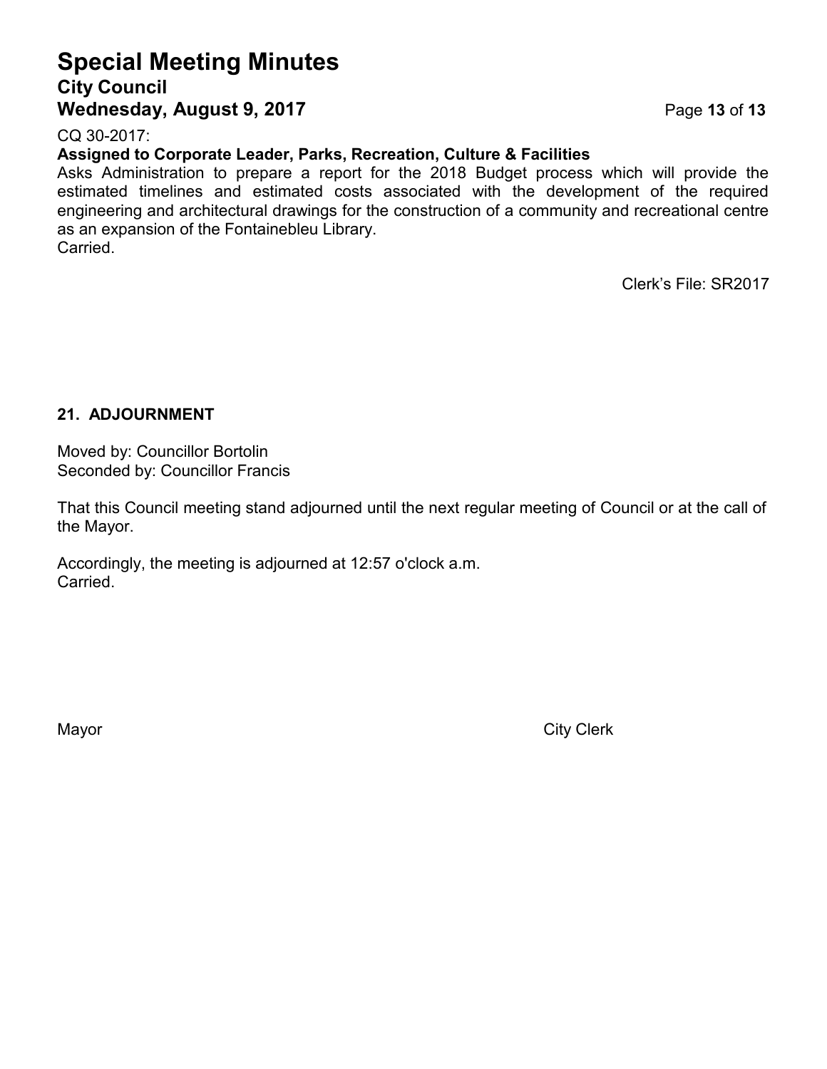CQ 30-2017:

**Assigned to Corporate Leader, Parks, Recreation, Culture & Facilities**

Asks Administration to prepare a report for the 2018 Budget process which will provide the estimated timelines and estimated costs associated with the development of the required engineering and architectural drawings for the construction of a community and recreational centre as an expansion of the Fontainebleu Library.
Carried.

Clerk's File: SR2017

**21. ADJOURNMENT**

Moved by: Councillor Bortolin
Seconded by: Councillor Francis

That this Council meeting stand adjourned until the next regular meeting of Council or at the call of the Mayor.

Accordingly, the meeting is adjourned at 12:57 o'clock a.m.
Carried.

Mayor

City Clerk